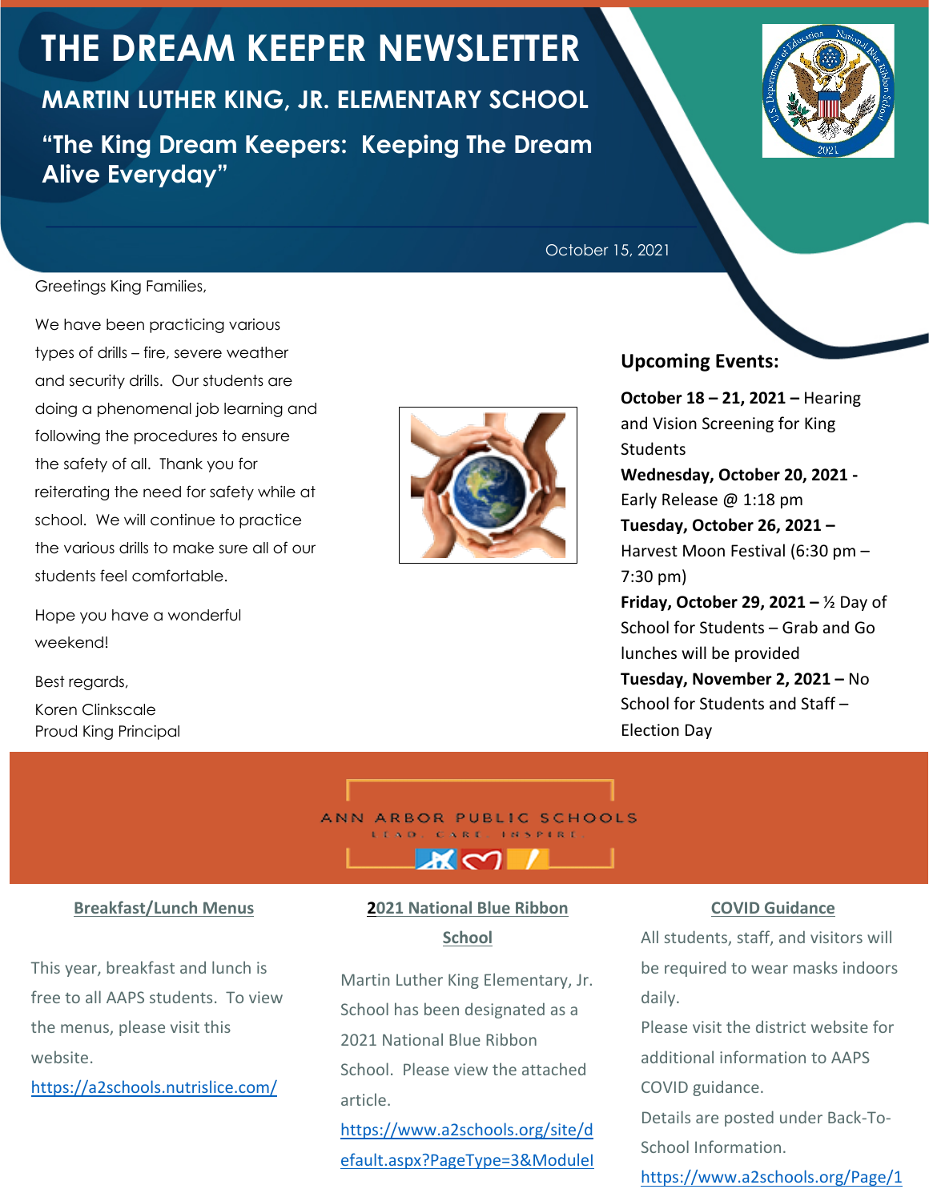# THE DREAM KEEPER NEWSLETTER

## MARTIN LUTHER KING, JR. ELEMENTARY SCHOOL

### "The King Dream Keepers: Keeping The Dream Alive Everyday"

October 15, 2021

Greetings King Families,

We have been practicing various types of drills – fire, severe weather and security drills. Our students are doing a phenomenal job learning and following the procedures to ensure the safety of all. Thank you for reiterating the need for safety while at school. We will continue to practice the various drills to make sure all of our students feel comfortable.

Hope you have a wonderful weekend!

Best regards,

Koren Clinkscale
Proud King Principal

### Upcoming Events:

**October 18 – 21, 2021 –** Hearing and Vision Screening for King Students

**Wednesday, October 20, 2021 -** Early Release @ 1:18 pm

**Tuesday, October 26, 2021 –** Harvest Moon Festival (6:30 pm – 7:30 pm)

**Friday, October 29, 2021 –** ½ Day of School for Students – Grab and Go lunches will be provided

**Tuesday, November 2, 2021 –** No School for Students and Staff – Election Day

ANN ARBOR PUBLIC SCHOOLS
LEAD. CARE. INSPIRE.

### Breakfast/Lunch Menus

This year, breakfast and lunch is free to all AAPS students. To view the menus, please visit this website.

https://a2schools.nutrislice.com/

### 2021 National Blue Ribbon School

Martin Luther King Elementary, Jr. School has been designated as a 2021 National Blue Ribbon School. Please view the attached article.

https://www.a2schools.org/site/default.aspx?PageType=3&ModuleI

### COVID Guidance

All students, staff, and visitors will be required to wear masks indoors daily.

Please visit the district website for additional information to AAPS COVID guidance.

Details are posted under Back-To-School Information.

https://www.a2schools.org/Page/1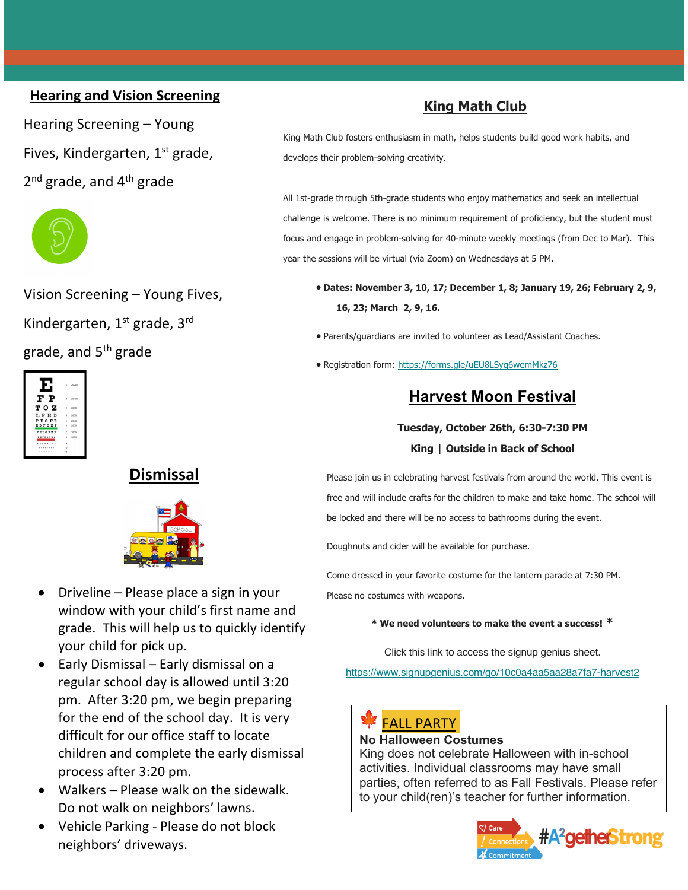## Hearing and Vision Screening

Hearing Screening – Young Fives, Kindergarten, 1st grade, 2nd grade, and 4th grade

Vision Screening – Young Fives, Kindergarten, 1st grade, 3rd grade, and 5th grade

## Dismissal

- Driveline – Please place a sign in your window with your child's first name and grade. This will help us to quickly identify your child for pick up.
- Early Dismissal – Early dismissal on a regular school day is allowed until 3:20 pm. After 3:20 pm, we begin preparing for the end of the school day. It is very difficult for our office staff to locate children and complete the early dismissal process after 3:20 pm.
- Walkers – Please walk on the sidewalk. Do not walk on neighbors' lawns.
- Vehicle Parking - Please do not block neighbors' driveways.

## King Math Club

King Math Club fosters enthusiasm in math, helps students build good work habits, and develops their problem-solving creativity.

All 1st-grade through 5th-grade students who enjoy mathematics and seek an intellectual challenge is welcome. There is no minimum requirement of proficiency, but the student must focus and engage in problem-solving for 40-minute weekly meetings (from Dec to Mar). This year the sessions will be virtual (via Zoom) on Wednesdays at 5 PM.

- **Dates: November 3, 10, 17; December 1, 8; January 19, 26; February 2, 9, 16, 23; March 2, 9, 16.**
- Parents/guardians are invited to volunteer as Lead/Assistant Coaches.
- Registration form: https://forms.gle/uEU8LSyq6wemMkz76

## Harvest Moon Festival

**Tuesday, October 26th, 6:30-7:30 PM**

**King | Outside in Back of School**

Please join us in celebrating harvest festivals from around the world. This event is free and will include crafts for the children to make and take home. The school will be locked and there will be no access to bathrooms during the event.

Doughnuts and cider will be available for purchase.

Come dressed in your favorite costume for the lantern parade at 7:30 PM. Please no costumes with weapons.

**\* We need volunteers to make the event a success! \***

Click this link to access the signup genius sheet.

https://www.signupgenius.com/go/10c0a4aa5aa28a7fa7-harvest2

### FALL PARTY

**No Halloween Costumes**

King does not celebrate Halloween with in-school activities. Individual classrooms may have small parties, often referred to as Fall Festivals. Please refer to your child(ren)'s teacher for further information.

Care | Connections | Commitment #A2getherStrong